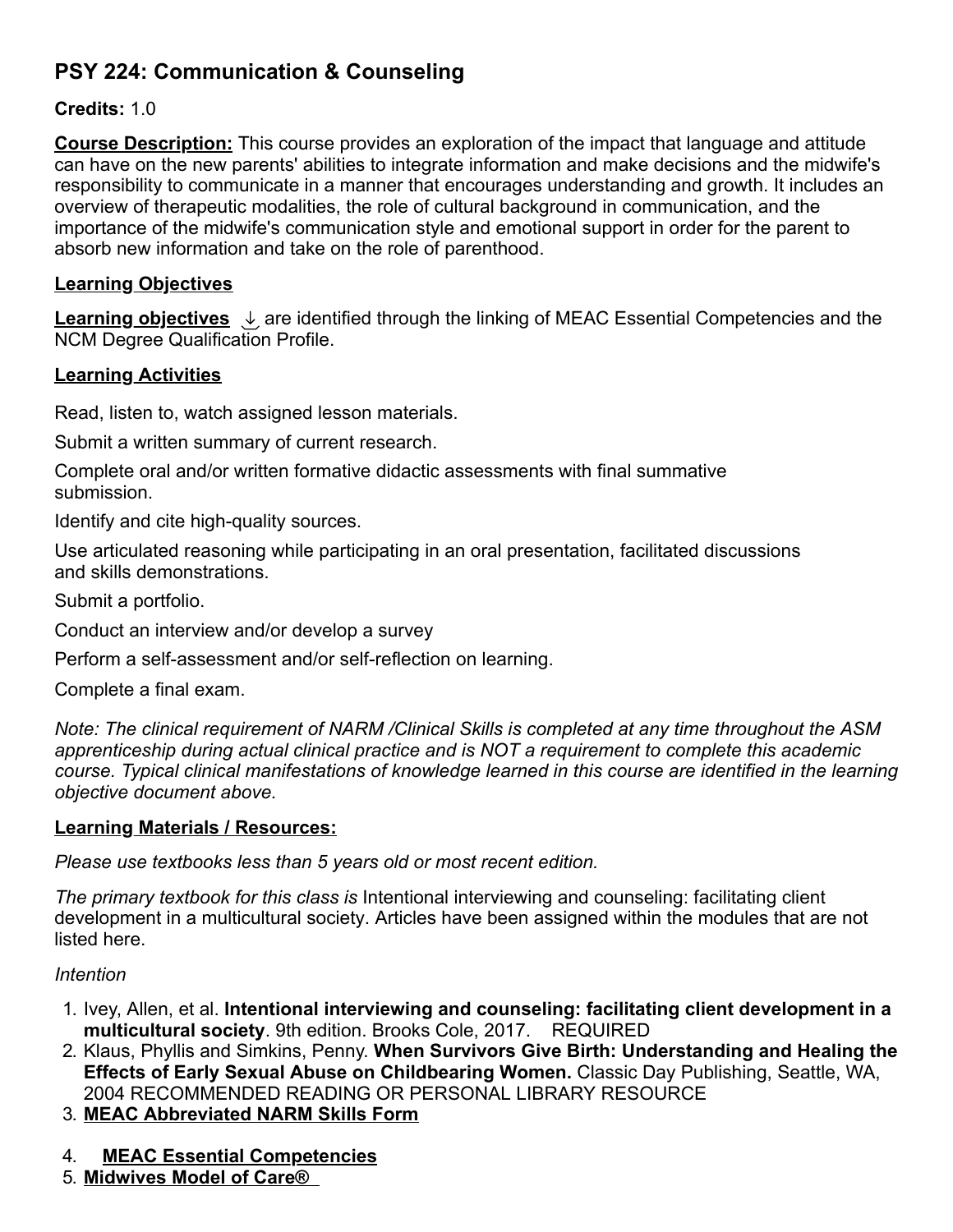# PSY 224: Communication & Counseling

**Credits:** 1.0

**Course Description:** This course provides an exploration of the impact that language and attitude can have on the new parents' abilities to integrate information and make decisions and the midwife's responsibility to communicate in a manner that encourages understanding and growth. It includes an overview of therapeutic modalities, the role of cultural background in communication, and the importance of the midwife's communication style and emotional support in order for the parent to absorb new information and take on the role of parenthood.

## Learning Objectives

**Learning objectives** are identified through the linking of MEAC Essential Competencies and the NCM Degree Qualification Profile.

## Learning Activities

Read, listen to, watch assigned lesson materials.

Submit a written summary of current research.

Complete oral and/or written formative didactic assessments with final summative submission.

Identify and cite high-quality sources.

Use articulated reasoning while participating in an oral presentation, facilitated discussions and skills demonstrations.

Submit a portfolio.

Conduct an interview and/or develop a survey

Perform a self-assessment and/or self-reflection on learning.

Complete a final exam.

*Note: The clinical requirement of NARM /Clinical Skills is completed at any time throughout the ASM apprenticeship during actual clinical practice and is NOT a requirement to complete this academic course. Typical clinical manifestations of knowledge learned in this course are identified in the learning objective document above.*

## Learning Materials / Resources:

*Please use textbooks less than 5 years old or most recent edition.*

*The primary textbook for this class is* Intentional interviewing and counseling: facilitating client development in a multicultural society. Articles have been assigned within the modules that are not listed here.

*Intention*

1. Ivey, Allen, et al. **Intentional interviewing and counseling: facilitating client development in a multicultural society**. 9th edition. Brooks Cole, 2017. REQUIRED
2. Klaus, Phyllis and Simkins, Penny. **When Survivors Give Birth: Understanding and Healing the Effects of Early Sexual Abuse on Childbearing Women.** Classic Day Publishing, Seattle, WA, 2004 RECOMMENDED READING OR PERSONAL LIBRARY RESOURCE
3. **MEAC Abbreviated NARM Skills Form**
4. **MEAC Essential Competencies**
5. **Midwives Model of Care®**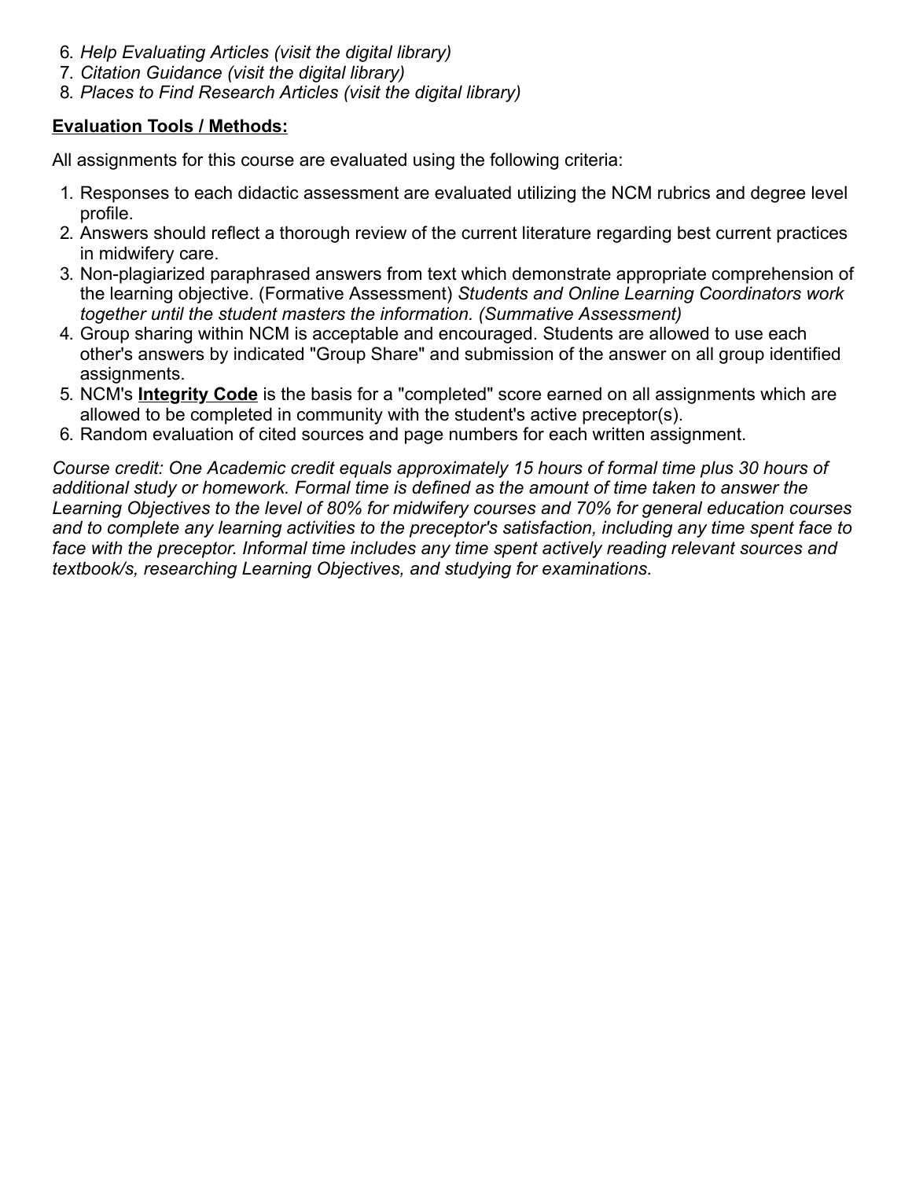6. *Help Evaluating Articles (visit the digital library)*
7. *Citation Guidance (visit the digital library)*
8. *Places to Find Research Articles (visit the digital library)*

**Evaluation Tools / Methods:**

All assignments for this course are evaluated using the following criteria:

1. Responses to each didactic assessment are evaluated utilizing the NCM rubrics and degree level profile.
2. Answers should reflect a thorough review of the current literature regarding best current practices in midwifery care.
3. Non-plagiarized paraphrased answers from text which demonstrate appropriate comprehension of the learning objective. (Formative Assessment) *Students and Online Learning Coordinators work together until the student masters the information. (Summative Assessment)*
4. Group sharing within NCM is acceptable and encouraged. Students are allowed to use each other's answers by indicated "Group Share" and submission of the answer on all group identified assignments.
5. NCM's **Integrity Code** is the basis for a "completed" score earned on all assignments which are allowed to be completed in community with the student's active preceptor(s).
6. Random evaluation of cited sources and page numbers for each written assignment.

*Course credit: One Academic credit equals approximately 15 hours of formal time plus 30 hours of additional study or homework. Formal time is defined as the amount of time taken to answer the Learning Objectives to the level of 80% for midwifery courses and 70% for general education courses and to complete any learning activities to the preceptor's satisfaction, including any time spent face to face with the preceptor. Informal time includes any time spent actively reading relevant sources and textbook/s, researching Learning Objectives, and studying for examinations.*